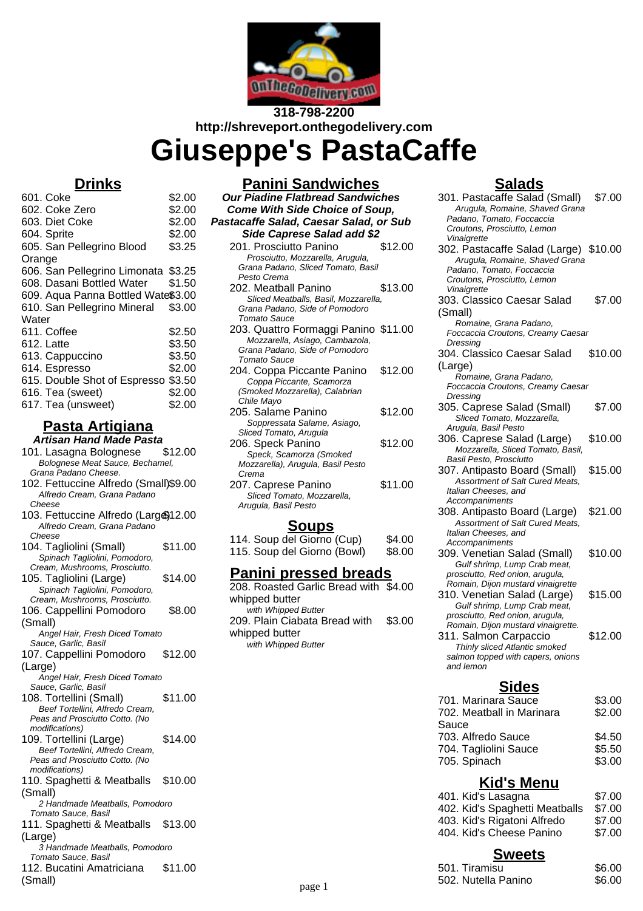318-798-2200
http://shreveport.onthegodelivery.com

# Giuseppe's PastaCaffe

## Drinks

| Item | Price |
|---|---|
| 601. Coke | $2.00 |
| 602. Coke Zero | $2.00 |
| 603. Diet Coke | $2.00 |
| 604. Sprite | $2.00 |
| 605. San Pellegrino Blood Orange | $3.25 |
| 606. San Pellegrino Limonata | $3.25 |
| 608. Dasani Bottled Water | $1.50 |
| 609. Aqua Panna Bottled Water | $3.00 |
| 610. San Pellegrino Mineral Water | $3.00 |
| 611. Coffee | $2.50 |
| 612. Latte | $3.50 |
| 613. Cappuccino | $3.50 |
| 614. Espresso | $2.00 |
| 615. Double Shot of Espresso | $3.50 |
| 616. Tea (sweet) | $2.00 |
| 617. Tea (unsweet) | $2.00 |

## Pasta Artigiana

**Artisan Hand Made Pasta**

101. Lasagna Bolognese — $12.00
*Bolognese Meat Sauce, Bechamel, Grana Padano Cheese.*

102. Fettuccine Alfredo (Small) — $9.00
*Alfredo Cream, Grana Padano Cheese*

103. Fettuccine Alfredo (Large) — $12.00
*Alfredo Cream, Grana Padano Cheese*

104. Tagliolini (Small) — $11.00
*Spinach Tagliolini, Pomodoro, Cream, Mushrooms, Prosciutto.*

105. Tagliolini (Large) — $14.00
*Spinach Tagliolini, Pomodoro, Cream, Mushrooms, Prosciutto.*

106. Cappellini Pomodoro (Small) — $8.00
*Angel Hair, Fresh Diced Tomato Sauce, Garlic, Basil*

107. Cappellini Pomodoro (Large) — $12.00
*Angel Hair, Fresh Diced Tomato Sauce, Garlic, Basil*

108. Tortellini (Small) — $11.00
*Beef Tortellini, Alfredo Cream, Peas and Prosciutto Cotto. (No modifications)*

109. Tortellini (Large) — $14.00
*Beef Tortellini, Alfredo Cream, Peas and Prosciutto Cotto. (No modifications)*

110. Spaghetti & Meatballs (Small) — $10.00
*2 Handmade Meatballs, Pomodoro Tomato Sauce, Basil*

111. Spaghetti & Meatballs (Large) — $13.00
*3 Handmade Meatballs, Pomodoro Tomato Sauce, Basil*

112. Bucatini Amatriciana (Small) — $11.00

## Panini Sandwiches

**Our Piadine Flatbread Sandwiches Come With Side Choice of Soup, Pastacaffe Salad, Caesar Salad, or Sub Side Caprese Salad add $2**

201. Prosciutto Panino — $12.00
*Prosciutto, Mozzarella, Arugula, Grana Padano, Sliced Tomato, Basil Pesto Crema*

202. Meatball Panino — $13.00
*Sliced Meatballs, Basil, Mozzarella, Grana Padano, Side of Pomodoro Tomato Sauce*

203. Quattro Formaggi Panino — $11.00
*Mozzarella, Asiago, Cambazola, Grana Padano, Side of Pomodoro Tomato Sauce*

204. Coppa Piccante Panino — $12.00
*Coppa Piccante, Scamorza (Smoked Mozzarella), Calabrian Chile Mayo*

205. Salame Panino — $12.00
*Soppressata Salame, Asiago, Sliced Tomato, Arugula*

206. Speck Panino — $12.00
*Speck, Scamorza (Smoked Mozzarella), Arugula, Basil Pesto Crema*

207. Caprese Panino — $11.00
*Sliced Tomato, Mozzarella, Arugula, Basil Pesto*

## Soups

| Item | Price |
|---|---|
| 114. Soup del Giorno (Cup) | $4.00 |
| 115. Soup del Giorno (Bowl) | $8.00 |

## Panini pressed breads

208. Roasted Garlic Bread with whipped butter — $4.00
*with Whipped Butter*

209. Plain Ciabata Bread with whipped butter — $3.00
*with Whipped Butter*

## Salads

301. Pastacaffe Salad (Small) — $7.00
*Arugula, Romaine, Shaved Grana Padano, Tomato, Foccaccia Croutons, Prosciutto, Lemon Vinaigrette*

302. Pastacaffe Salad (Large) — $10.00
*Arugula, Romaine, Shaved Grana Padano, Tomato, Foccaccia Croutons, Prosciutto, Lemon Vinaigrette*

303. Classico Caesar Salad (Small) — $7.00
*Romaine, Grana Padano, Foccaccia Croutons, Creamy Caesar Dressing*

304. Classico Caesar Salad (Large) — $10.00
*Romaine, Grana Padano, Foccaccia Croutons, Creamy Caesar Dressing*

305. Caprese Salad (Small) — $7.00
*Sliced Tomato, Mozzarella, Arugula, Basil Pesto*

306. Caprese Salad (Large) — $10.00
*Mozzarella, Sliced Tomato, Basil, Basil Pesto, Prosciutto*

307. Antipasto Board (Small) — $15.00
*Assortment of Salt Cured Meats, Italian Cheeses, and Accompaniments*

308. Antipasto Board (Large) — $21.00
*Assortment of Salt Cured Meats, Italian Cheeses, and Accompaniments*

309. Venetian Salad (Small) — $10.00
*Gulf shrimp, Lump Crab meat, prosciutto, Red onion, arugula, Romain, Dijon mustard vinaigrette*

310. Venetian Salad (Large) — $15.00
*Gulf shrimp, Lump Crab meat, prosciutto, Red onion, arugula, Romain, Dijon mustard vinaigrette.*

311. Salmon Carpaccio — $12.00
*Thinly sliced Atlantic smoked salmon topped with capers, onions and lemon*

## Sides

| Item | Price |
|---|---|
| 701. Marinara Sauce | $3.00 |
| 702. Meatball in Marinara Sauce | $2.00 |
| 703. Alfredo Sauce | $4.50 |
| 704. Tagliolini Sauce | $5.50 |
| 705. Spinach | $3.00 |

## Kid's Menu

| Item | Price |
|---|---|
| 401. Kid's Lasagna | $7.00 |
| 402. Kid's Spaghetti Meatballs | $7.00 |
| 403. Kid's Rigatoni Alfredo | $7.00 |
| 404. Kid's Cheese Panino | $7.00 |

## Sweets

| Item | Price |
|---|---|
| 501. Tiramisu | $6.00 |
| 502. Nutella Panino | $6.00 |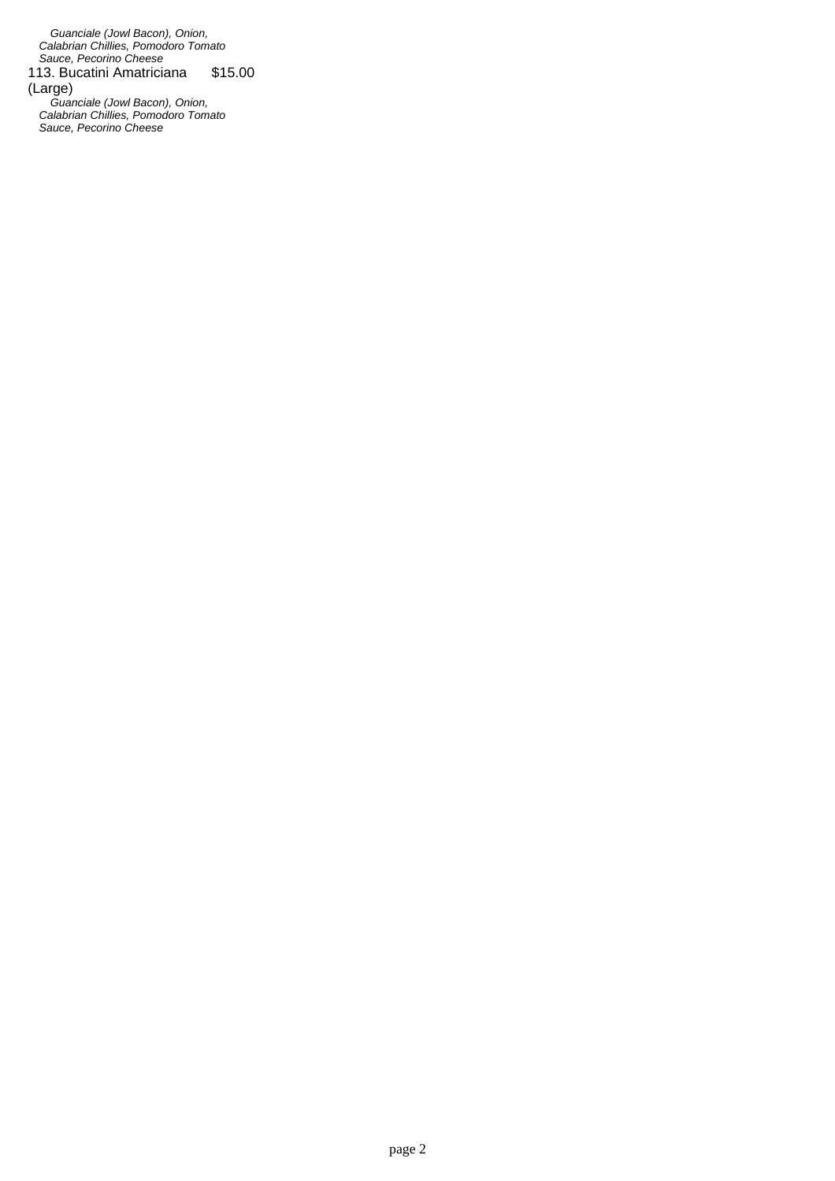*Guanciale (Jowl Bacon), Onion, Calabrian Chillies, Pomodoro Tomato Sauce, Pecorino Cheese*

113. Bucatini Amatriciana (Large) $15.00

*Guanciale (Jowl Bacon), Onion, Calabrian Chillies, Pomodoro Tomato Sauce, Pecorino Cheese*